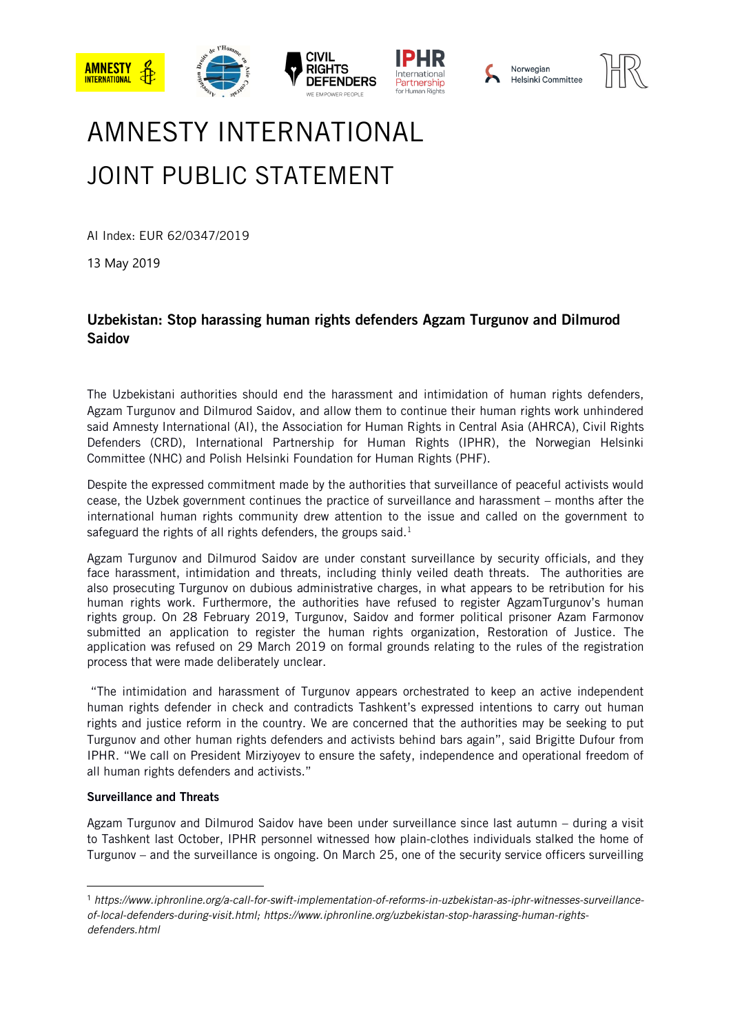# AMNESTY INTERNATIONAL JOINT PUBLIC STATEMENT

AI Index: EUR 62/0347/2019

13 May 2019

## Uzbekistan: Stop harassing human rights defenders Agzam Turgunov and Dilmurod Saidov

The Uzbekistani authorities should end the harassment and intimidation of human rights defenders, Agzam Turgunov and Dilmurod Saidov, and allow them to continue their human rights work unhindered said Amnesty International (AI), the Association for Human Rights in Central Asia (AHRCA), Civil Rights Defenders (CRD), International Partnership for Human Rights (IPHR), the Norwegian Helsinki Committee (NHC) and Polish Helsinki Foundation for Human Rights (PHF).

Despite the expressed commitment made by the authorities that surveillance of peaceful activists would cease, the Uzbek government continues the practice of surveillance and harassment – months after the international human rights community drew attention to the issue and called on the government to safeguard the rights of all rights defenders, the groups said.[1]

Agzam Turgunov and Dilmurod Saidov are under constant surveillance by security officials, and they face harassment, intimidation and threats, including thinly veiled death threats. The authorities are also prosecuting Turgunov on dubious administrative charges, in what appears to be retribution for his human rights work. Furthermore, the authorities have refused to register AgzamTurgunov's human rights group. On 28 February 2019, Turgunov, Saidov and former political prisoner Azam Farmonov submitted an application to register the human rights organization, Restoration of Justice. The application was refused on 29 March 2019 on formal grounds relating to the rules of the registration process that were made deliberately unclear.

"The intimidation and harassment of Turgunov appears orchestrated to keep an active independent human rights defender in check and contradicts Tashkent's expressed intentions to carry out human rights and justice reform in the country. We are concerned that the authorities may be seeking to put Turgunov and other human rights defenders and activists behind bars again", said Brigitte Dufour from IPHR. "We call on President Mirziyoyev to ensure the safety, independence and operational freedom of all human rights defenders and activists."

**Surveillance and Threats**

Agzam Turgunov and Dilmurod Saidov have been under surveillance since last autumn – during a visit to Tashkent last October, IPHR personnel witnessed how plain-clothes individuals stalked the home of Turgunov – and the surveillance is ongoing. On March 25, one of the security service officers surveilling

---

[1] *https://www.iphronline.org/a-call-for-swift-implementation-of-reforms-in-uzbekistan-as-iphr-witnesses-surveillance-of-local-defenders-during-visit.html; https://www.iphronline.org/uzbekistan-stop-harassing-human-rights-defenders.html*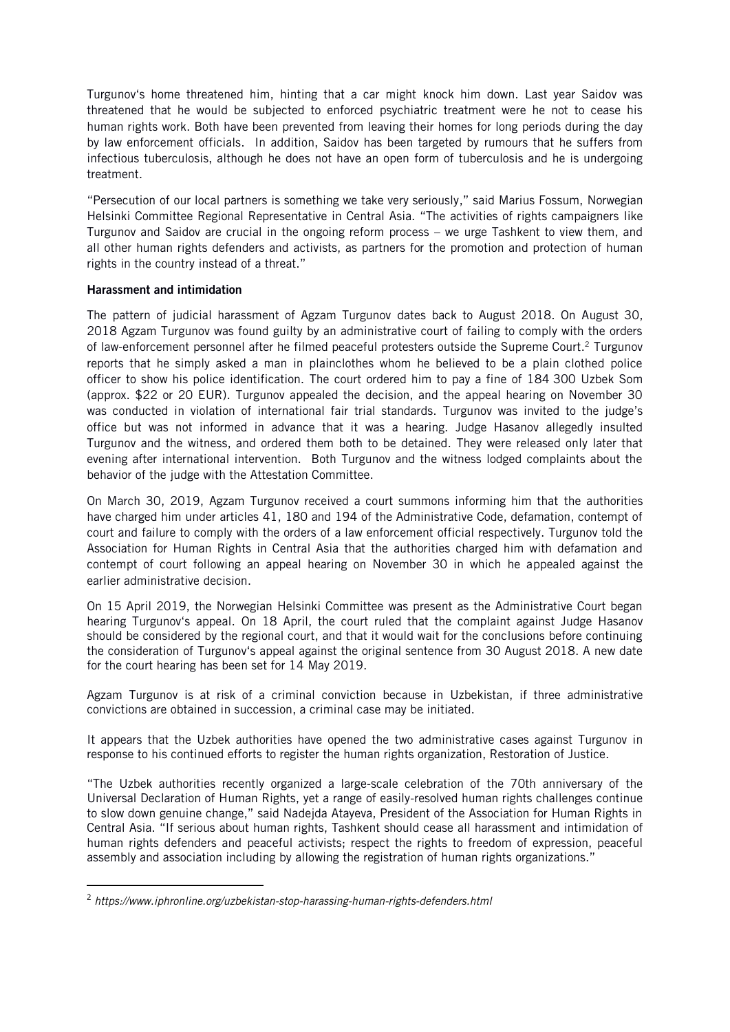Turgunov's home threatened him, hinting that a car might knock him down. Last year Saidov was threatened that he would be subjected to enforced psychiatric treatment were he not to cease his human rights work. Both have been prevented from leaving their homes for long periods during the day by law enforcement officials. In addition, Saidov has been targeted by rumours that he suffers from infectious tuberculosis, although he does not have an open form of tuberculosis and he is undergoing treatment.

"Persecution of our local partners is something we take very seriously," said Marius Fossum, Norwegian Helsinki Committee Regional Representative in Central Asia. "The activities of rights campaigners like Turgunov and Saidov are crucial in the ongoing reform process – we urge Tashkent to view them, and all other human rights defenders and activists, as partners for the promotion and protection of human rights in the country instead of a threat."

**Harassment and intimidation**

The pattern of judicial harassment of Agzam Turgunov dates back to August 2018. On August 30, 2018 Agzam Turgunov was found guilty by an administrative court of failing to comply with the orders of law-enforcement personnel after he filmed peaceful protesters outside the Supreme Court.[2] Turgunov reports that he simply asked a man in plainclothes whom he believed to be a plain clothed police officer to show his police identification. The court ordered him to pay a fine of 184 300 Uzbek Som (approx. $22 or 20 EUR). Turgunov appealed the decision, and the appeal hearing on November 30 was conducted in violation of international fair trial standards. Turgunov was invited to the judge's office but was not informed in advance that it was a hearing. Judge Hasanov allegedly insulted Turgunov and the witness, and ordered them both to be detained. They were released only later that evening after international intervention. Both Turgunov and the witness lodged complaints about the behavior of the judge with the Attestation Committee.

On March 30, 2019, Agzam Turgunov received a court summons informing him that the authorities have charged him under articles 41, 180 and 194 of the Administrative Code, defamation, contempt of court and failure to comply with the orders of a law enforcement official respectively. Turgunov told the Association for Human Rights in Central Asia that the authorities charged him with defamation and contempt of court following an appeal hearing on November 30 in which he appealed against the earlier administrative decision.

On 15 April 2019, the Norwegian Helsinki Committee was present as the Administrative Court began hearing Turgunov's appeal. On 18 April, the court ruled that the complaint against Judge Hasanov should be considered by the regional court, and that it would wait for the conclusions before continuing the consideration of Turgunov's appeal against the original sentence from 30 August 2018. A new date for the court hearing has been set for 14 May 2019.

Agzam Turgunov is at risk of a criminal conviction because in Uzbekistan, if three administrative convictions are obtained in succession, a criminal case may be initiated.

It appears that the Uzbek authorities have opened the two administrative cases against Turgunov in response to his continued efforts to register the human rights organization, Restoration of Justice.

"The Uzbek authorities recently organized a large-scale celebration of the 70th anniversary of the Universal Declaration of Human Rights, yet a range of easily-resolved human rights challenges continue to slow down genuine change," said Nadejda Atayeva, President of the Association for Human Rights in Central Asia. "If serious about human rights, Tashkent should cease all harassment and intimidation of human rights defenders and peaceful activists; respect the rights to freedom of expression, peaceful assembly and association including by allowing the registration of human rights organizations."

---

[2] *https://www.iphronline.org/uzbekistan-stop-harassing-human-rights-defenders.html*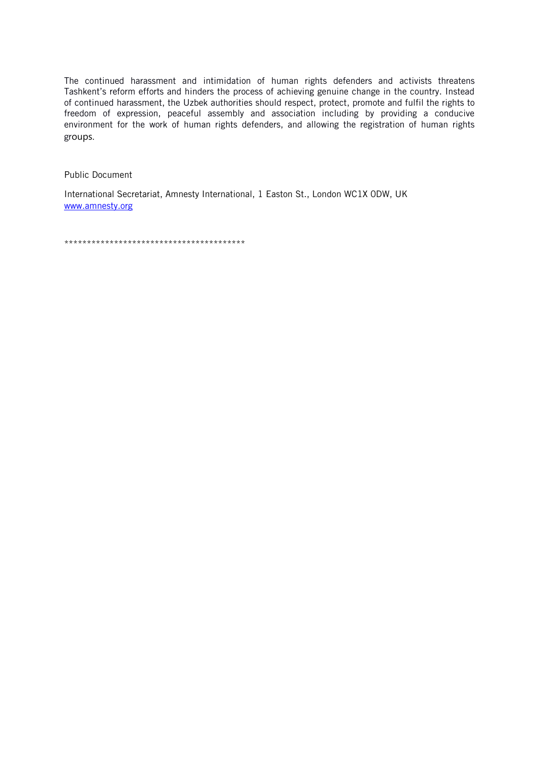The continued harassment and intimidation of human rights defenders and activists threatens Tashkent's reform efforts and hinders the process of achieving genuine change in the country. Instead of continued harassment, the Uzbek authorities should respect, protect, promote and fulfil the rights to freedom of expression, peaceful assembly and association including by providing a conducive environment for the work of human rights defenders, and allowing the registration of human rights groups.

Public Document

International Secretariat, Amnesty International, 1 Easton St., London WC1X 0DW, UK
[www.amnesty.org](http://www.amnesty.org)

****************************************